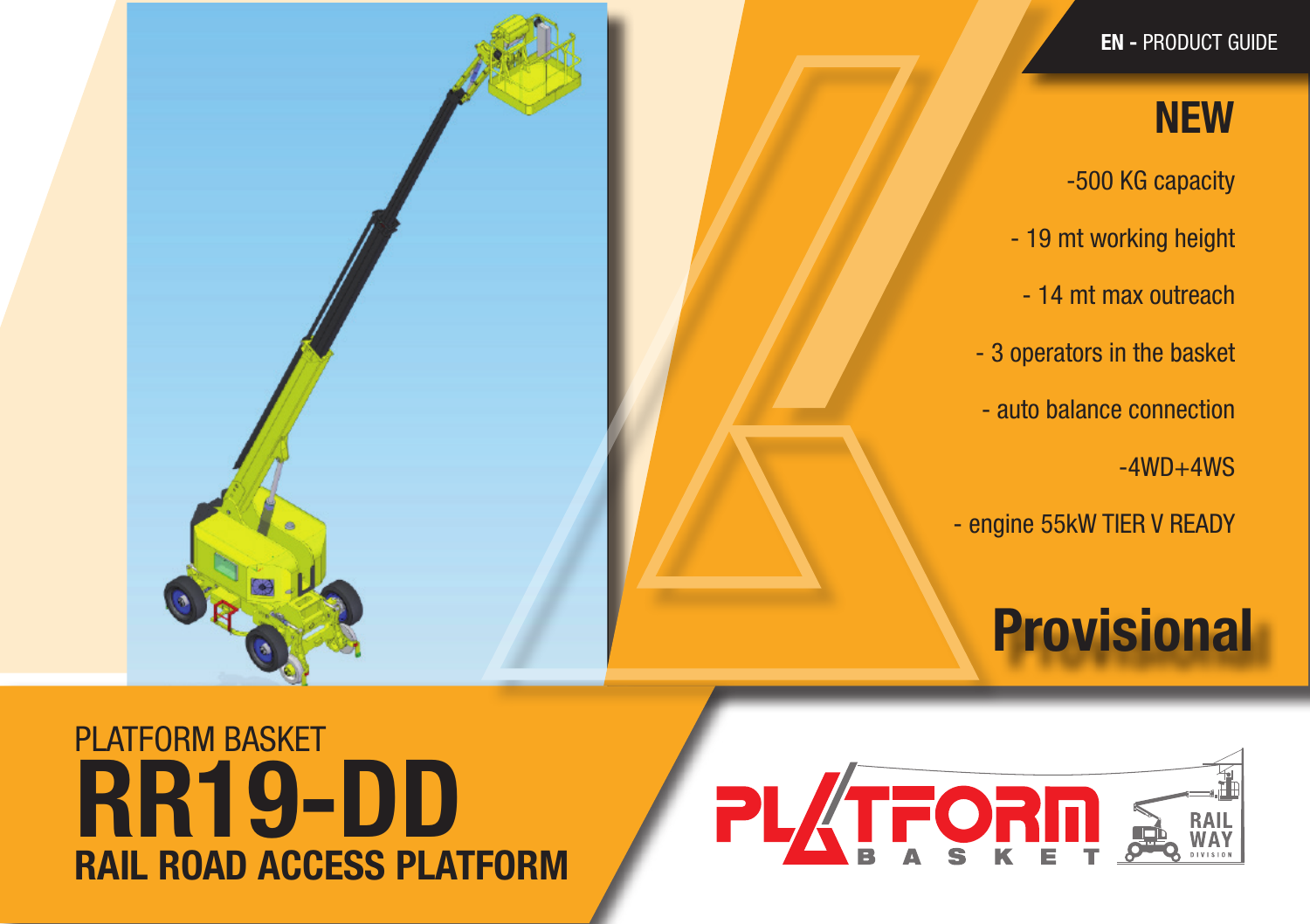EN - PRODUCT GUIDE

## NEW

- -500 KG capacity
- - 19 mt working height
- - 14 mt max outreach
- - 3 operators in the basket
- - auto balance connection
- -4WD+4WS
- - engine 55kW TIER V READY

**Provisional**

PLATFORM BASKET

# RR19-DD

## RAIL ROAD ACCESS PLATFORM

PLATFORM BASKET

RAIL WAY DIVISION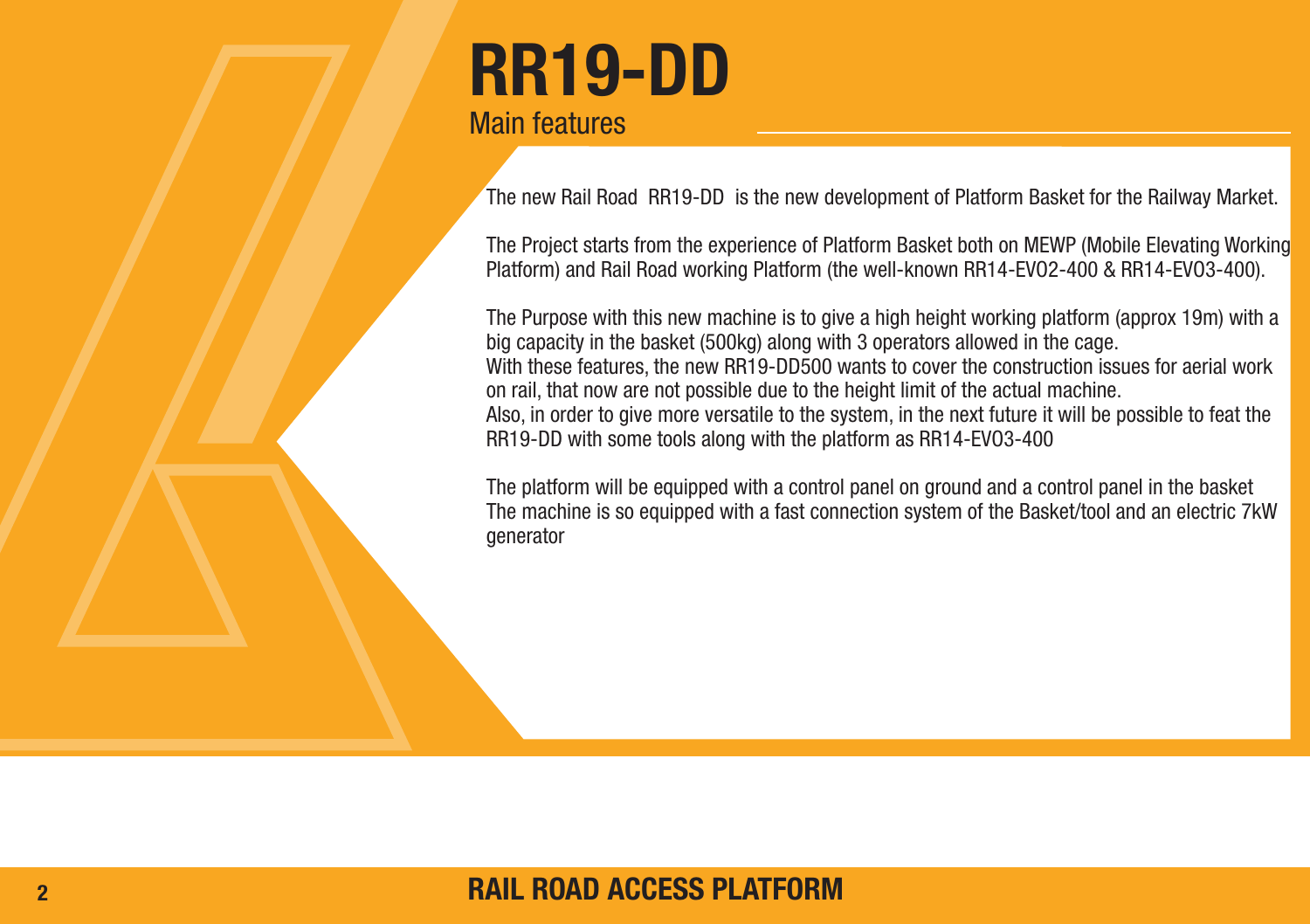# RR19-DD

## Main features

The new Rail Road RR19-DD is the new development of Platform Basket for the Railway Market.

The Project starts from the experience of Platform Basket both on MEWP (Mobile Elevating Working Platform) and Rail Road working Platform (the well-known RR14-EVO2-400 & RR14-EVO3-400).

The Purpose with this new machine is to give a high height working platform (approx 19m) with a big capacity in the basket (500kg) along with 3 operators allowed in the cage.
With these features, the new RR19-DD500 wants to cover the construction issues for aerial work on rail, that now are not possible due to the height limit of the actual machine.
Also, in order to give more versatile to the system, in the next future it will be possible to feat the RR19-DD with some tools along with the platform as RR14-EVO3-400

The platform will be equipped with a control panel on ground and a control panel in the basket
The machine is so equipped with a fast connection system of the Basket/tool and an electric 7kW generator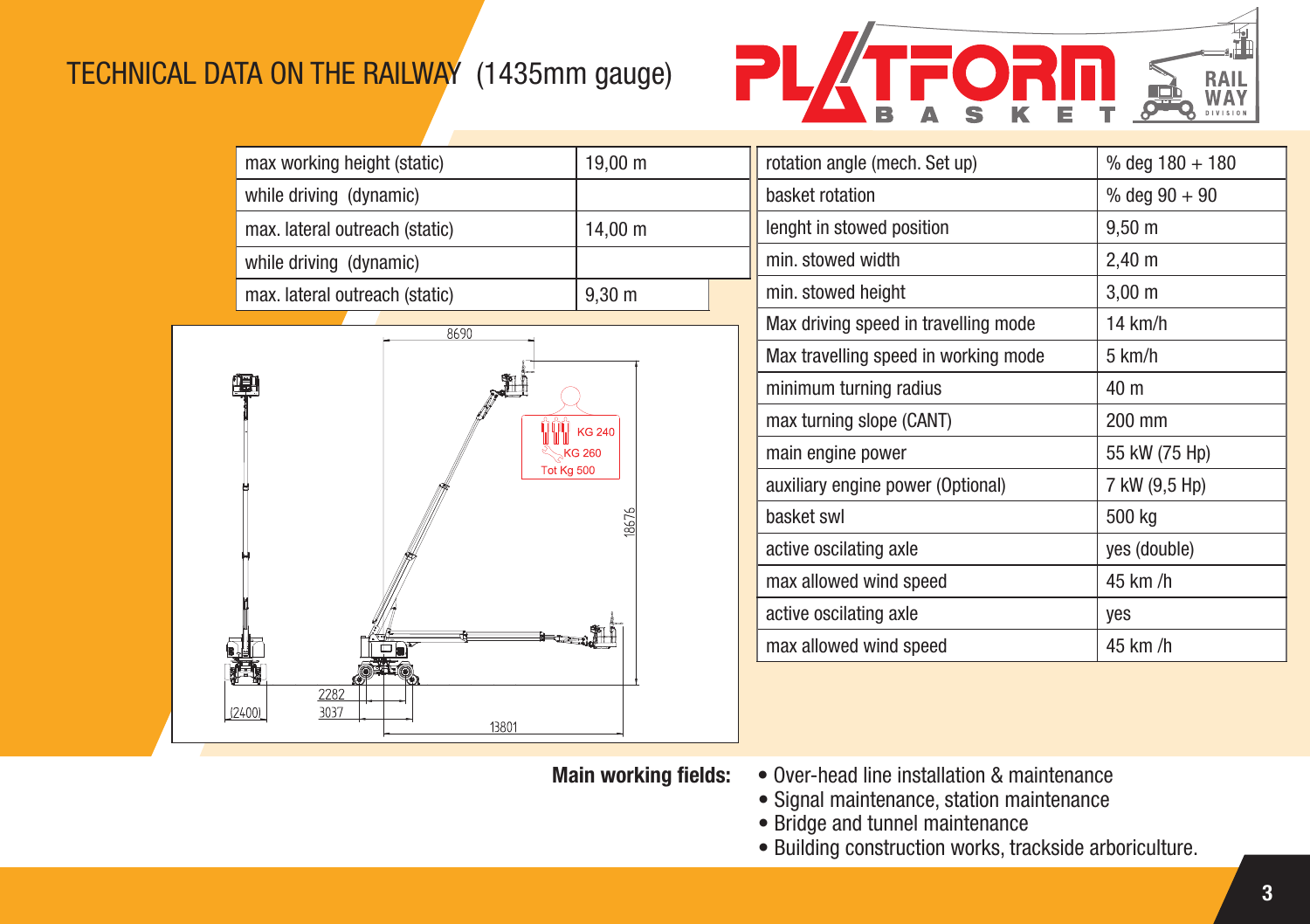# TECHNICAL DATA ON THE RAILWAY (1435mm gauge)

| max working height (static) | 19,00 m |
|---|---|
| while driving (dynamic) | |
| max. lateral outreach (static) | 14,00 m |
| while driving (dynamic) | |
| max. lateral outreach (static) | 9,30 m |

| rotation angle (mech. Set up) | % deg 180 + 180 |
|---|---|
| basket rotation | % deg 90 + 90 |
| lenght in stowed position | 9,50 m |
| min. stowed width | 2,40 m |
| min. stowed height | 3,00 m |
| Max driving speed in travelling mode | 14 km/h |
| Max travelling speed in working mode | 5 km/h |
| minimum turning radius | 40 m |
| max turning slope (CANT) | 200 mm |
| main engine power | 55 kW (75 Hp) |
| auxiliary engine power (Optional) | 7 kW (9,5 Hp) |
| basket swl | 500 kg |
| active oscilating axle | yes (double) |
| max allowed wind speed | 45 km /h |
| active oscilating axle | yes |
| max allowed wind speed | 45 km /h |

8690

KG 240

KG 260

Tot Kg 500

18676

2282

3037

(2400)

13801

**Main working fields:**

- Over-head line installation & maintenance
- Signal maintenance, station maintenance
- Bridge and tunnel maintenance
- Building construction works, trackside arboriculture.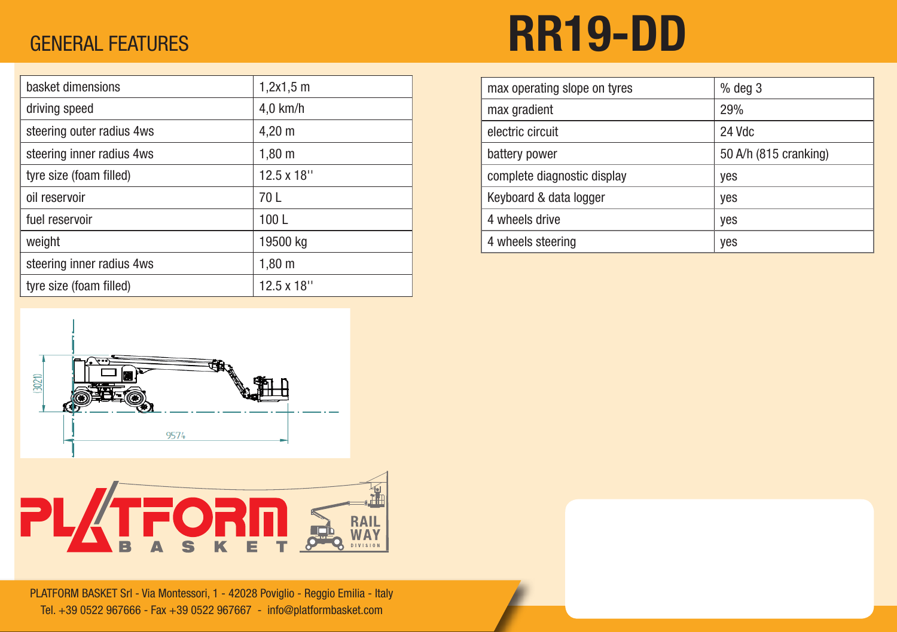# RR19-DD

## GENERAL FEATURES

| | |
|---|---|
| basket dimensions | 1,2x1,5 m |
| driving speed | 4,0 km/h |
| steering outer radius 4ws | 4,20 m |
| steering inner radius 4ws | 1,80 m |
| tyre size (foam filled) | 12.5 x 18'' |
| oil reservoir | 70 L |
| fuel reservoir | 100 L |
| weight | 19500 kg |
| steering inner radius 4ws | 1,80 m |
| tyre size (foam filled) | 12.5 x 18'' |

| | |
|---|---|
| max operating slope on tyres | % deg 3 |
| max gradient | 29% |
| electric circuit | 24 Vdc |
| battery power | 50 A/h (815 cranking) |
| complete diagnostic display | yes |
| Keyboard & data logger | yes |
| 4 wheels drive | yes |
| 4 wheels steering | yes |

(3021)

9574

PLATFORM BASKET RAIL WAY DIVISION

PLATFORM BASKET Srl - Via Montessori, 1 - 42028 Poviglio - Reggio Emilia - Italy
Tel. +39 0522 967666 - Fax +39 0522 967667 - info@platformbasket.com